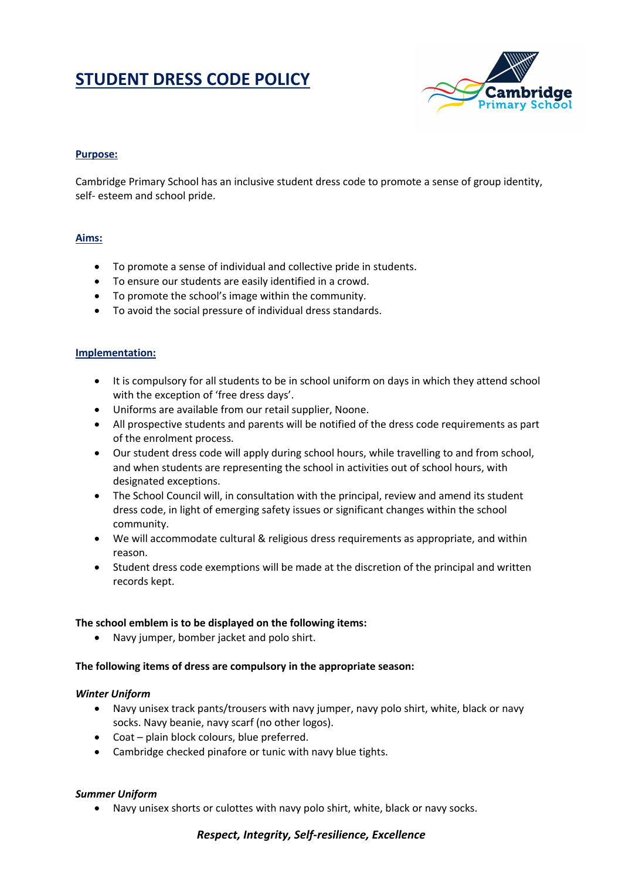# STUDENT DRESS CODE POLICY

## Purpose:

Cambridge Primary School has an inclusive student dress code to promote a sense of group identity, self- esteem and school pride.

## Aims:

- To promote a sense of individual and collective pride in students.
- To ensure our students are easily identified in a crowd.
- To promote the school's image within the community.
- To avoid the social pressure of individual dress standards.

## Implementation:

- It is compulsory for all students to be in school uniform on days in which they attend school with the exception of 'free dress days'.
- Uniforms are available from our retail supplier, Noone.
- All prospective students and parents will be notified of the dress code requirements as part of the enrolment process.
- Our student dress code will apply during school hours, while travelling to and from school, and when students are representing the school in activities out of school hours, with designated exceptions.
- The School Council will, in consultation with the principal, review and amend its student dress code, in light of emerging safety issues or significant changes within the school community.
- We will accommodate cultural & religious dress requirements as appropriate, and within reason.
- Student dress code exemptions will be made at the discretion of the principal and written records kept.

**The school emblem is to be displayed on the following items:**

- Navy jumper, bomber jacket and polo shirt.

**The following items of dress are compulsory in the appropriate season:**

***Winter Uniform***

- Navy unisex track pants/trousers with navy jumper, navy polo shirt, white, black or navy socks. Navy beanie, navy scarf (no other logos).
- Coat – plain block colours, blue preferred.
- Cambridge checked pinafore or tunic with navy blue tights.

***Summer Uniform***

- Navy unisex shorts or culottes with navy polo shirt, white, black or navy socks.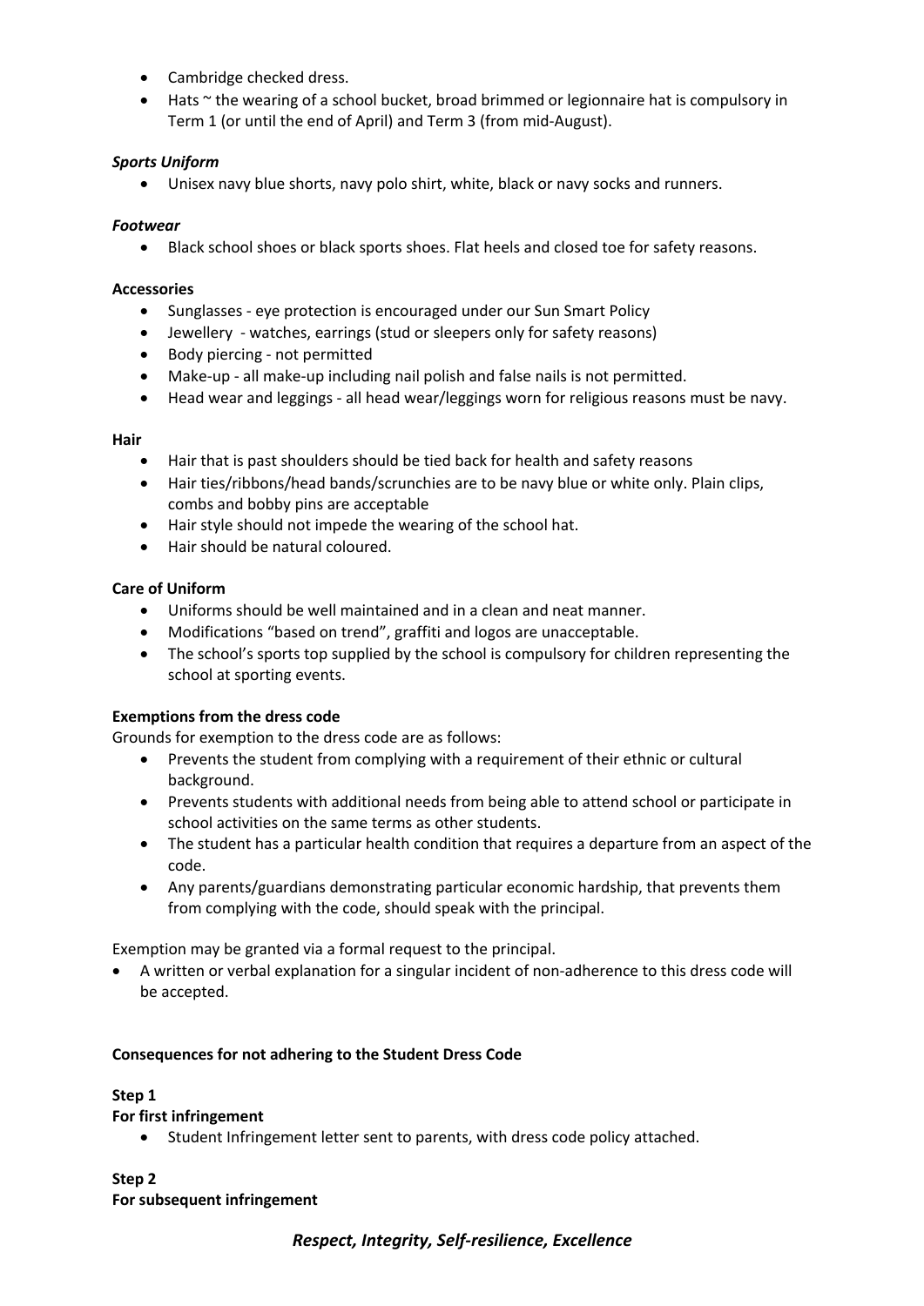- Cambridge checked dress.
- Hats ~ the wearing of a school bucket, broad brimmed or legionnaire hat is compulsory in Term 1 (or until the end of April) and Term 3 (from mid-August).

***Sports Uniform***

- Unisex navy blue shorts, navy polo shirt, white, black or navy socks and runners.

***Footwear***

- Black school shoes or black sports shoes. Flat heels and closed toe for safety reasons.

**Accessories**

- Sunglasses - eye protection is encouraged under our Sun Smart Policy
- Jewellery - watches, earrings (stud or sleepers only for safety reasons)
- Body piercing - not permitted
- Make-up - all make-up including nail polish and false nails is not permitted.
- Head wear and leggings - all head wear/leggings worn for religious reasons must be navy.

**Hair**

- Hair that is past shoulders should be tied back for health and safety reasons
- Hair ties/ribbons/head bands/scrunchies are to be navy blue or white only. Plain clips, combs and bobby pins are acceptable
- Hair style should not impede the wearing of the school hat.
- Hair should be natural coloured.

**Care of Uniform**

- Uniforms should be well maintained and in a clean and neat manner.
- Modifications "based on trend", graffiti and logos are unacceptable.
- The school's sports top supplied by the school is compulsory for children representing the school at sporting events.

**Exemptions from the dress code**

Grounds for exemption to the dress code are as follows:

- Prevents the student from complying with a requirement of their ethnic or cultural background.
- Prevents students with additional needs from being able to attend school or participate in school activities on the same terms as other students.
- The student has a particular health condition that requires a departure from an aspect of the code.
- Any parents/guardians demonstrating particular economic hardship, that prevents them from complying with the code, should speak with the principal.

Exemption may be granted via a formal request to the principal.

- A written or verbal explanation for a singular incident of non-adherence to this dress code will be accepted.

**Consequences for not adhering to the Student Dress Code**

**Step 1**

**For first infringement**

- Student Infringement letter sent to parents, with dress code policy attached.

**Step 2**

**For subsequent infringement**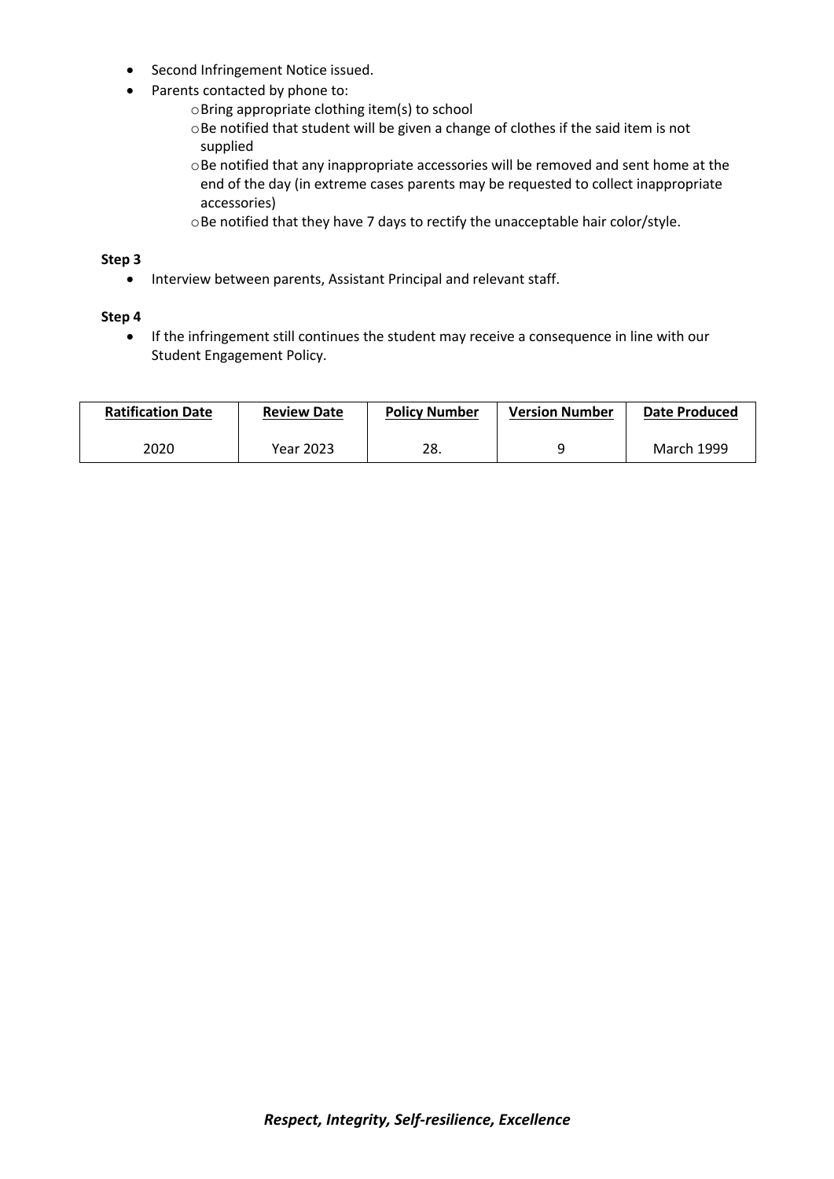- Second Infringement Notice issued.
- Parents contacted by phone to:
  - Bring appropriate clothing item(s) to school
  - Be notified that student will be given a change of clothes if the said item is not supplied
  - Be notified that any inappropriate accessories will be removed and sent home at the end of the day (in extreme cases parents may be requested to collect inappropriate accessories)
  - Be notified that they have 7 days to rectify the unacceptable hair color/style.

**Step 3**

- Interview between parents, Assistant Principal and relevant staff.

**Step 4**

- If the infringement still continues the student may receive a consequence in line with our Student Engagement Policy.

| Ratification Date | Review Date | Policy Number | Version Number | Date Produced |
|---|---|---|---|---|
| 2020 | Year 2023 | 28. | 9 | March 1999 |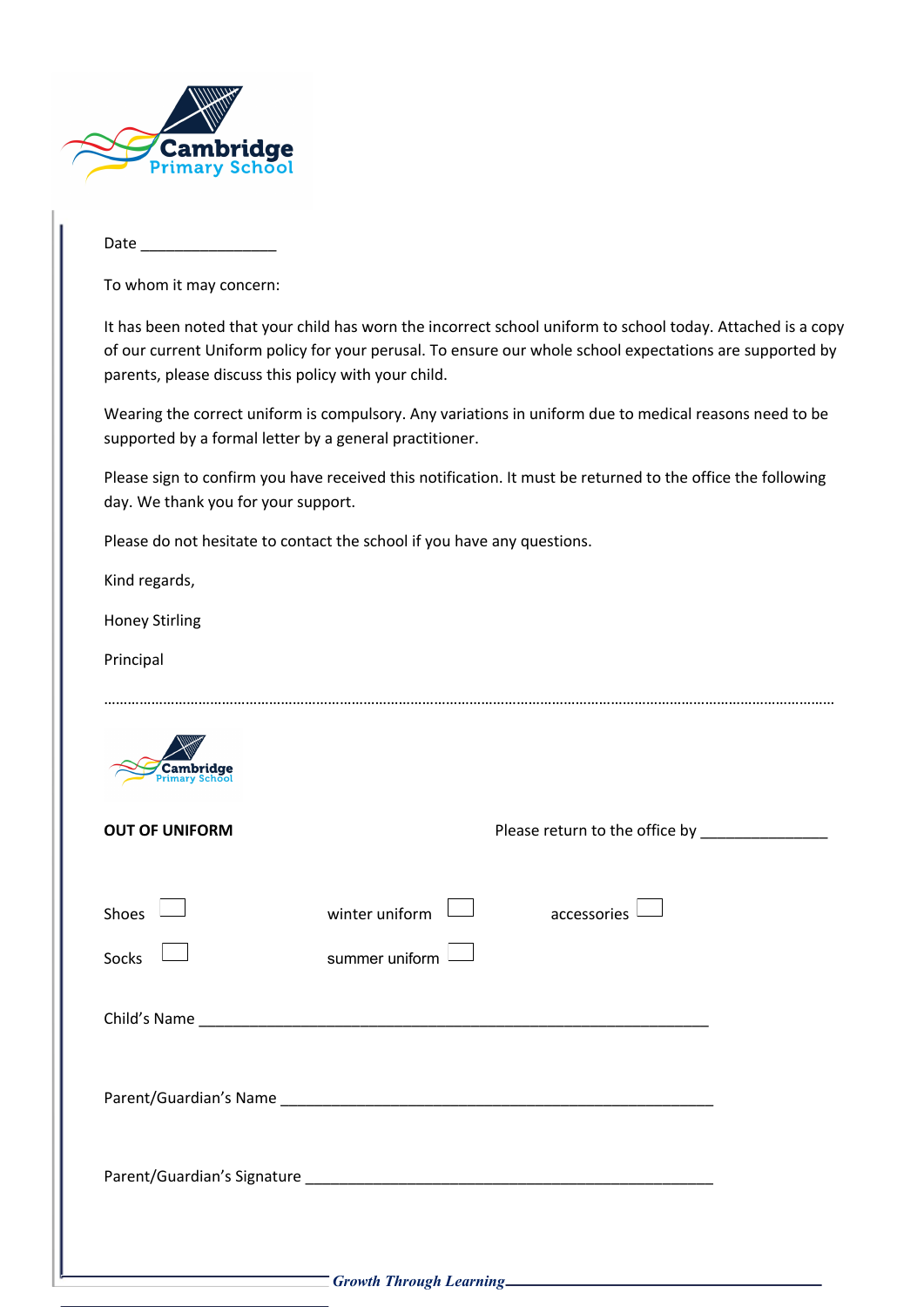Date ________________

To whom it may concern:

It has been noted that your child has worn the incorrect school uniform to school today. Attached is a copy of our current Uniform policy for your perusal. To ensure our whole school expectations are supported by parents, please discuss this policy with your child.

Wearing the correct uniform is compulsory. Any variations in uniform due to medical reasons need to be supported by a formal letter by a general practitioner.

Please sign to confirm you have received this notification. It must be returned to the office the following day. We thank you for your support.

Please do not hesitate to contact the school if you have any questions.

Kind regards,

Honey Stirling

Principal

……………………………………………………………………………………………………………………………………………………………

**OUT OF UNIFORM**

Please return to the office by _______________

Shoes ☐ winter uniform ☐ accessories ☐

Socks ☐ summer uniform ☐

Child's Name ____________________________________________________________

Parent/Guardian's Name ___________________________________________________

Parent/Guardian's Signature ________________________________________________

*Growth Through Learning*